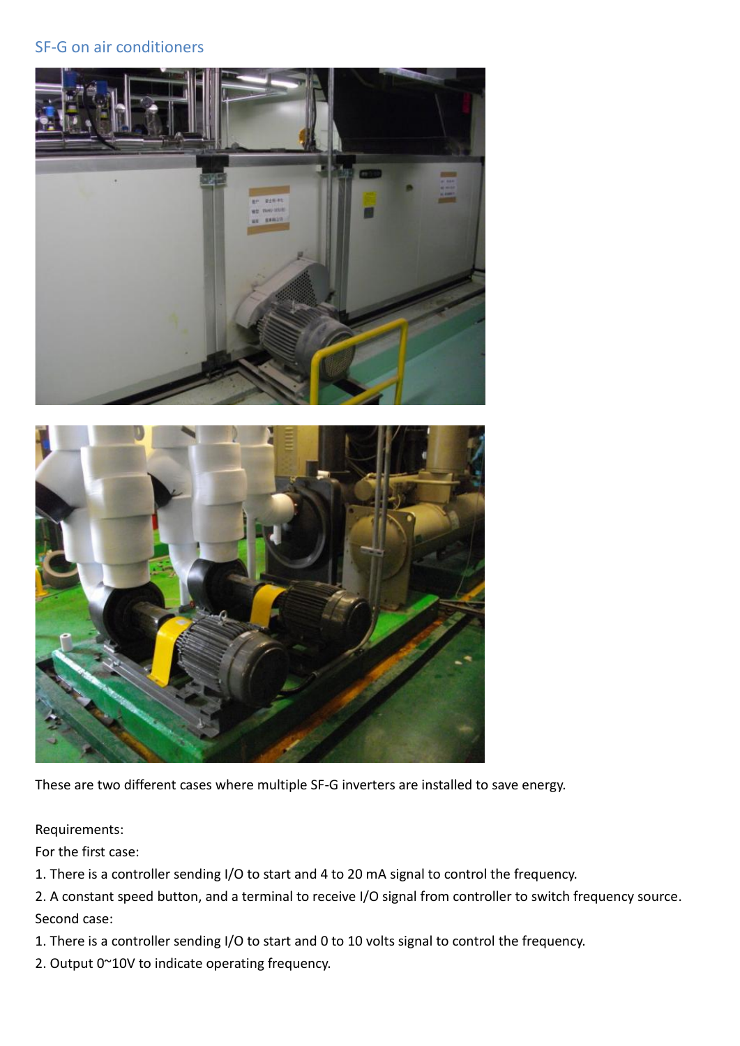## SF-G on air conditioners

These are two different cases where multiple SF-G inverters are installed to save energy.

Requirements:

For the first case:

1. There is a controller sending I/O to start and 4 to 20 mA signal to control the frequency.
2. A constant speed button, and a terminal to receive I/O signal from controller to switch frequency source.

Second case:

1. There is a controller sending I/O to start and 0 to 10 volts signal to control the frequency.
2. Output 0~10V to indicate operating frequency.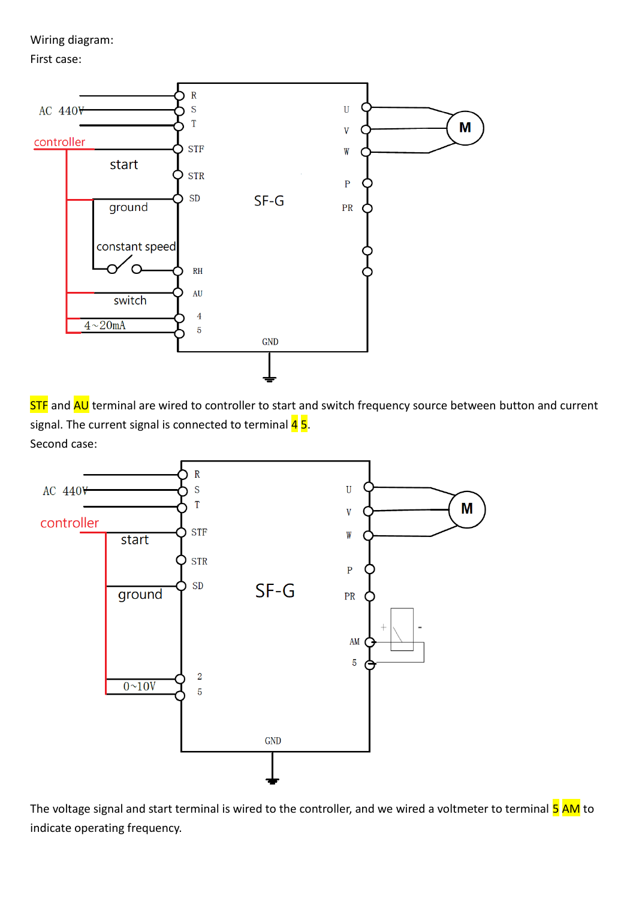Wiring diagram:

First case:

STF and AU terminal are wired to controller to start and switch frequency source between button and current signal. The current signal is connected to terminal 4 5.

Second case:

The voltage signal and start terminal is wired to the controller, and we wired a voltmeter to terminal 5 AM to indicate operating frequency.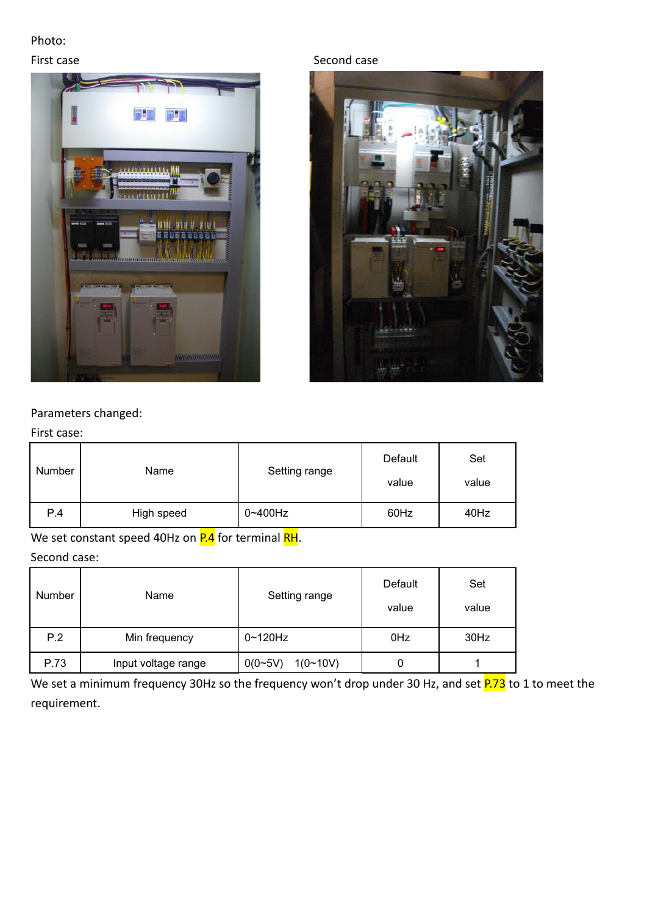Photo:

First case

Second case

Parameters changed:

First case:

| Number | Name | Setting range | Default value | Set value |
|---|---|---|---|---|
| P.4 | High speed | 0~400Hz | 60Hz | 40Hz |

We set constant speed 40Hz on P.4 for terminal RH.

Second case:

| Number | Name | Setting range | Default value | Set value |
|---|---|---|---|---|
| P.2 | Min frequency | 0~120Hz | 0Hz | 30Hz |
| P.73 | Input voltage range | 0(0~5V) 1(0~10V) | 0 | 1 |

We set a minimum frequency 30Hz so the frequency won't drop under 30 Hz, and set P.73 to 1 to meet the requirement.